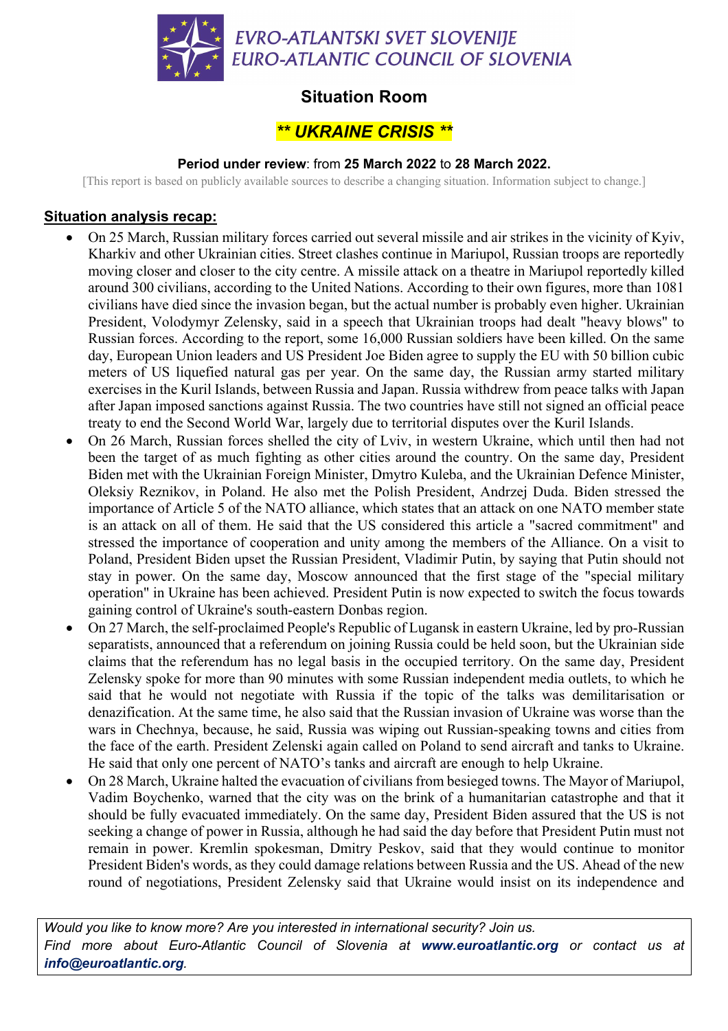EVRO-ATLANTSKI SVET SLOVENIJE
EURO-ATLANTIC COUNCIL OF SLOVENIA

# Situation Room

## *** UKRAINE CRISIS ***

**Period under review**: from **25 March 2022** to **28 March 2022.**

[This report is based on publicly available sources to describe a changing situation. Information subject to change.]

## Situation analysis recap:

- On 25 March, Russian military forces carried out several missile and air strikes in the vicinity of Kyiv, Kharkiv and other Ukrainian cities. Street clashes continue in Mariupol, Russian troops are reportedly moving closer and closer to the city centre. A missile attack on a theatre in Mariupol reportedly killed around 300 civilians, according to the United Nations. According to their own figures, more than 1081 civilians have died since the invasion began, but the actual number is probably even higher. Ukrainian President, Volodymyr Zelensky, said in a speech that Ukrainian troops had dealt "heavy blows" to Russian forces. According to the report, some 16,000 Russian soldiers have been killed. On the same day, European Union leaders and US President Joe Biden agree to supply the EU with 50 billion cubic meters of US liquefied natural gas per year. On the same day, the Russian army started military exercises in the Kuril Islands, between Russia and Japan. Russia withdrew from peace talks with Japan after Japan imposed sanctions against Russia. The two countries have still not signed an official peace treaty to end the Second World War, largely due to territorial disputes over the Kuril Islands.
- On 26 March, Russian forces shelled the city of Lviv, in western Ukraine, which until then had not been the target of as much fighting as other cities around the country. On the same day, President Biden met with the Ukrainian Foreign Minister, Dmytro Kuleba, and the Ukrainian Defence Minister, Oleksiy Reznikov, in Poland. He also met the Polish President, Andrzej Duda. Biden stressed the importance of Article 5 of the NATO alliance, which states that an attack on one NATO member state is an attack on all of them. He said that the US considered this article a "sacred commitment" and stressed the importance of cooperation and unity among the members of the Alliance. On a visit to Poland, President Biden upset the Russian President, Vladimir Putin, by saying that Putin should not stay in power. On the same day, Moscow announced that the first stage of the "special military operation" in Ukraine has been achieved. President Putin is now expected to switch the focus towards gaining control of Ukraine's south-eastern Donbas region.
- On 27 March, the self-proclaimed People's Republic of Lugansk in eastern Ukraine, led by pro-Russian separatists, announced that a referendum on joining Russia could be held soon, but the Ukrainian side claims that the referendum has no legal basis in the occupied territory. On the same day, President Zelensky spoke for more than 90 minutes with some Russian independent media outlets, to which he said that he would not negotiate with Russia if the topic of the talks was demilitarisation or denazification. At the same time, he also said that the Russian invasion of Ukraine was worse than the wars in Chechnya, because, he said, Russia was wiping out Russian-speaking towns and cities from the face of the earth. President Zelenski again called on Poland to send aircraft and tanks to Ukraine. He said that only one percent of NATO's tanks and aircraft are enough to help Ukraine.
- On 28 March, Ukraine halted the evacuation of civilians from besieged towns. The Mayor of Mariupol, Vadim Boychenko, warned that the city was on the brink of a humanitarian catastrophe and that it should be fully evacuated immediately. On the same day, President Biden assured that the US is not seeking a change of power in Russia, although he had said the day before that President Putin must not remain in power. Kremlin spokesman, Dmitry Peskov, said that they would continue to monitor President Biden's words, as they could damage relations between Russia and the US. Ahead of the new round of negotiations, President Zelensky said that Ukraine would insist on its independence and

*Would you like to know more? Are you interested in international security? Join us. Find more about Euro-Atlantic Council of Slovenia at* ***www.euroatlantic.org*** *or contact us at* ***info@euroatlantic.org****.*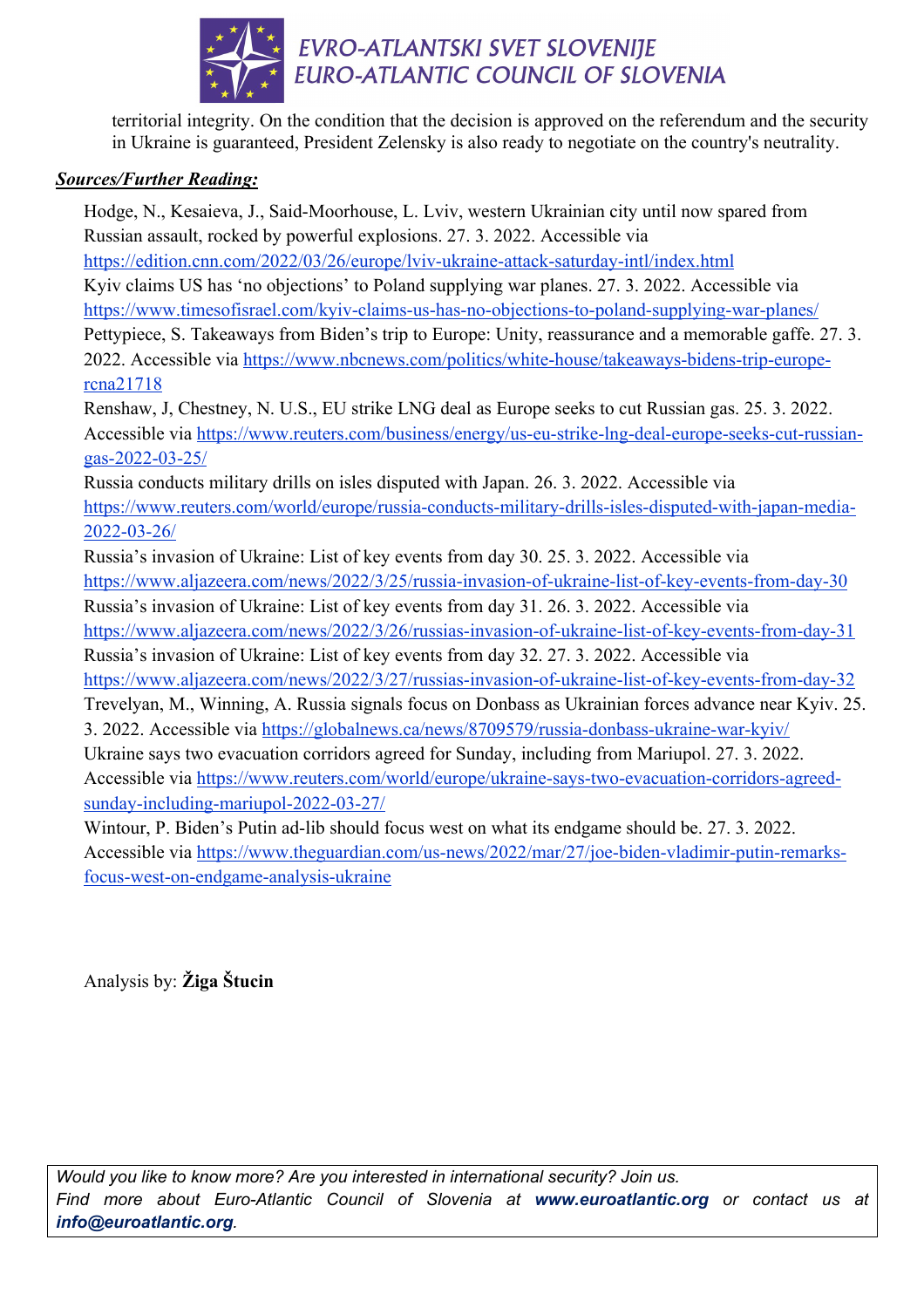territorial integrity. On the condition that the decision is approved on the referendum and the security in Ukraine is guaranteed, President Zelensky is also ready to negotiate on the country's neutrality.

***Sources/Further Reading:***

Hodge, N., Kesaieva, J., Said-Moorhouse, L. Lviv, western Ukrainian city until now spared from Russian assault, rocked by powerful explosions. 27. 3. 2022. Accessible via https://edition.cnn.com/2022/03/26/europe/lviv-ukraine-attack-saturday-intl/index.html

Kyiv claims US has 'no objections' to Poland supplying war planes. 27. 3. 2022. Accessible via https://www.timesofisrael.com/kyiv-claims-us-has-no-objections-to-poland-supplying-war-planes/

Pettypiece, S. Takeaways from Biden's trip to Europe: Unity, reassurance and a memorable gaffe. 27. 3. 2022. Accessible via https://www.nbcnews.com/politics/white-house/takeaways-bidens-trip-europe-rcna21718

Renshaw, J, Chestney, N. U.S., EU strike LNG deal as Europe seeks to cut Russian gas. 25. 3. 2022. Accessible via https://www.reuters.com/business/energy/us-eu-strike-lng-deal-europe-seeks-cut-russian-gas-2022-03-25/

Russia conducts military drills on isles disputed with Japan. 26. 3. 2022. Accessible via https://www.reuters.com/world/europe/russia-conducts-military-drills-isles-disputed-with-japan-media-2022-03-26/

Russia's invasion of Ukraine: List of key events from day 30. 25. 3. 2022. Accessible via https://www.aljazeera.com/news/2022/3/25/russia-invasion-of-ukraine-list-of-key-events-from-day-30

Russia's invasion of Ukraine: List of key events from day 31. 26. 3. 2022. Accessible via https://www.aljazeera.com/news/2022/3/26/russias-invasion-of-ukraine-list-of-key-events-from-day-31

Russia's invasion of Ukraine: List of key events from day 32. 27. 3. 2022. Accessible via https://www.aljazeera.com/news/2022/3/27/russias-invasion-of-ukraine-list-of-key-events-from-day-32

Trevelyan, M., Winning, A. Russia signals focus on Donbass as Ukrainian forces advance near Kyiv. 25. 3. 2022. Accessible via https://globalnews.ca/news/8709579/russia-donbass-ukraine-war-kyiv/

Ukraine says two evacuation corridors agreed for Sunday, including from Mariupol. 27. 3. 2022. Accessible via https://www.reuters.com/world/europe/ukraine-says-two-evacuation-corridors-agreed-sunday-including-mariupol-2022-03-27/

Wintour, P. Biden's Putin ad-lib should focus west on what its endgame should be. 27. 3. 2022. Accessible via https://www.theguardian.com/us-news/2022/mar/27/joe-biden-vladimir-putin-remarks-focus-west-on-endgame-analysis-ukraine

Analysis by: **Žiga Štucin**

*Would you like to know more? Are you interested in international security? Join us.*
*Find more about Euro-Atlantic Council of Slovenia at **www.euroatlantic.org** or contact us at **info@euroatlantic.org**.*